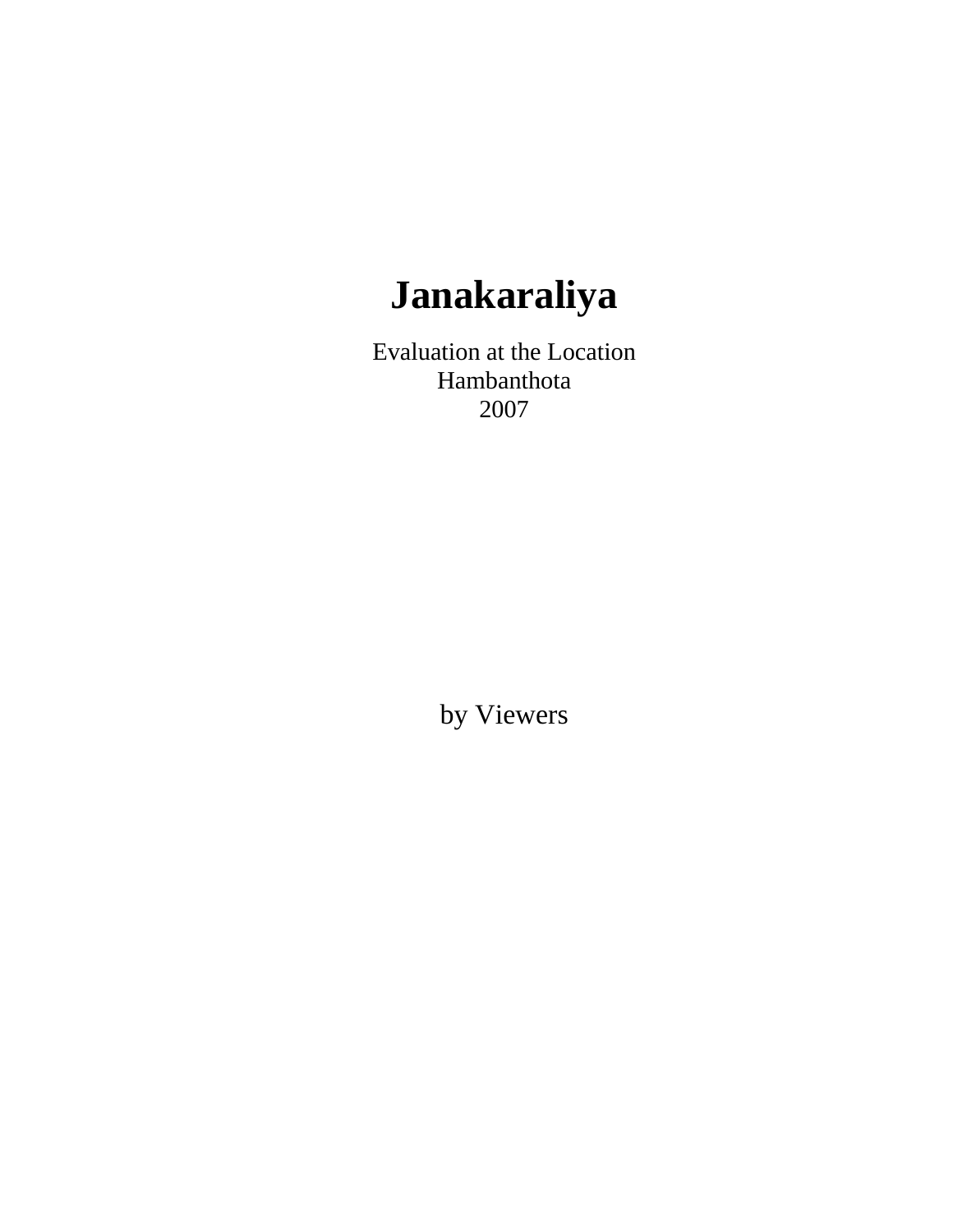# Janakaraliya

Evaluation at the Location
Hambanthota
2007

by Viewers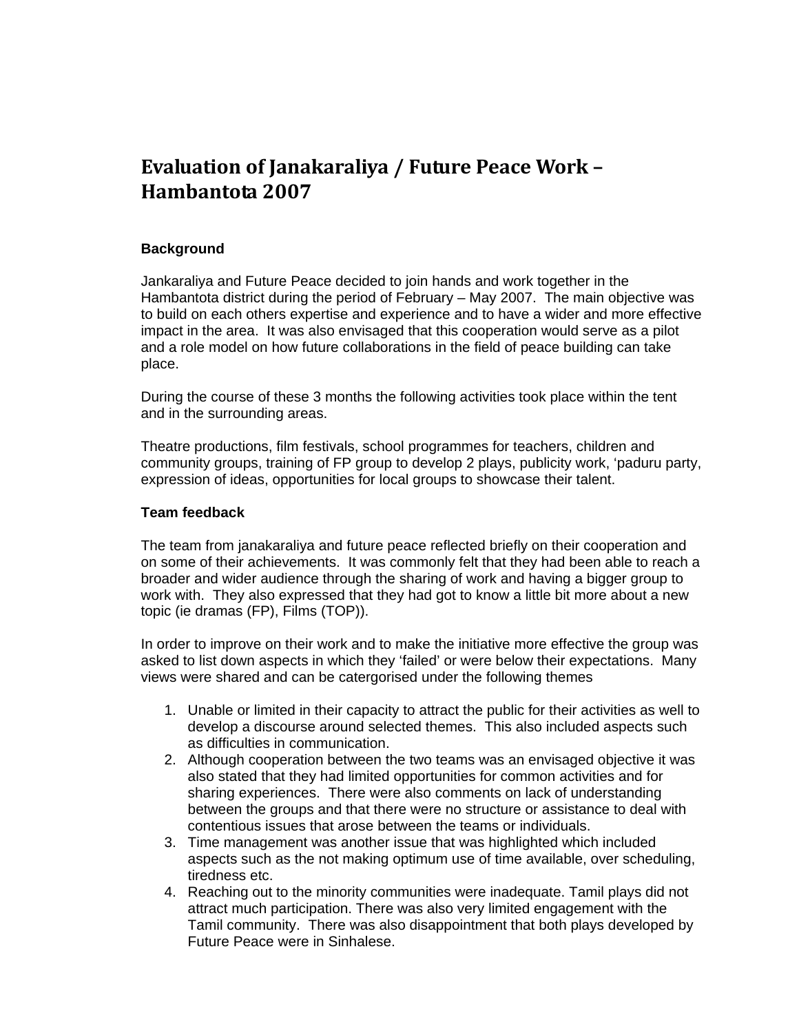# Evaluation of Janakaraliya / Future Peace Work – Hambantota 2007

**Background**

Jankaraliya and Future Peace decided to join hands and work together in the Hambantota district during the period of February – May 2007. The main objective was to build on each others expertise and experience and to have a wider and more effective impact in the area. It was also envisaged that this cooperation would serve as a pilot and a role model on how future collaborations in the field of peace building can take place.

During the course of these 3 months the following activities took place within the tent and in the surrounding areas.

Theatre productions, film festivals, school programmes for teachers, children and community groups, training of FP group to develop 2 plays, publicity work, 'paduru party, expression of ideas, opportunities for local groups to showcase their talent.

**Team feedback**

The team from janakaraliya and future peace reflected briefly on their cooperation and on some of their achievements. It was commonly felt that they had been able to reach a broader and wider audience through the sharing of work and having a bigger group to work with. They also expressed that they had got to know a little bit more about a new topic (ie dramas (FP), Films (TOP)).

In order to improve on their work and to make the initiative more effective the group was asked to list down aspects in which they 'failed' or were below their expectations. Many views were shared and can be catergorised under the following themes

1. Unable or limited in their capacity to attract the public for their activities as well to develop a discourse around selected themes. This also included aspects such as difficulties in communication.
2. Although cooperation between the two teams was an envisaged objective it was also stated that they had limited opportunities for common activities and for sharing experiences. There were also comments on lack of understanding between the groups and that there were no structure or assistance to deal with contentious issues that arose between the teams or individuals.
3. Time management was another issue that was highlighted which included aspects such as the not making optimum use of time available, over scheduling, tiredness etc.
4. Reaching out to the minority communities were inadequate. Tamil plays did not attract much participation. There was also very limited engagement with the Tamil community. There was also disappointment that both plays developed by Future Peace were in Sinhalese.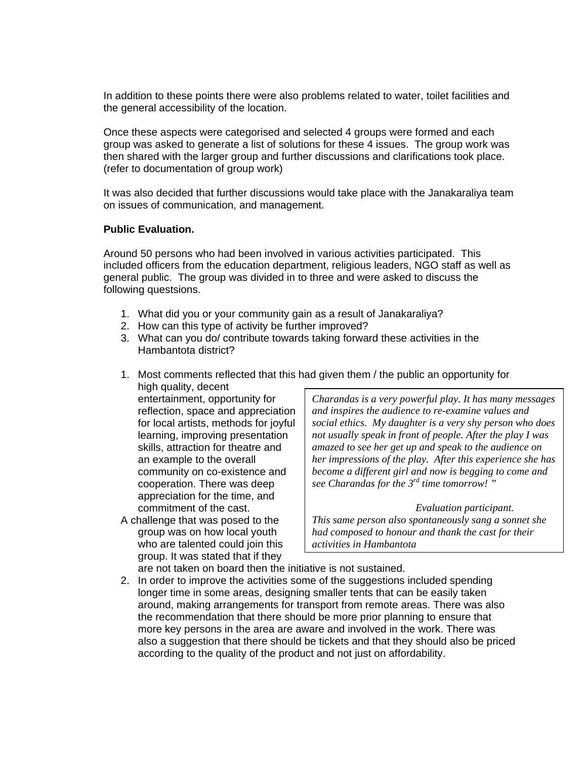In addition to these points there were also problems related to water, toilet facilities and the general accessibility of the location.

Once these aspects were categorised and selected 4 groups were formed and each group was asked to generate a list of solutions for these 4 issues. The group work was then shared with the larger group and further discussions and clarifications took place. (refer to documentation of group work)

It was also decided that further discussions would take place with the Janakaraliya team on issues of communication, and management.

**Public Evaluation.**

Around 50 persons who had been involved in various activities participated. This included officers from the education department, religious leaders, NGO staff as well as general public. The group was divided in to three and were asked to discuss the following questsions.

1. What did you or your community gain as a result of Janakaraliya?
2. How can this type of activity be further improved?
3. What can you do/ contribute towards taking forward these activities in the Hambantota district?

1. Most comments reflected that this had given them / the public an opportunity for high quality, decent entertainment, opportunity for reflection, space and appreciation for local artists, methods for joyful learning, improving presentation skills, attraction for theatre and an example to the overall community on co-existence and cooperation. There was deep appreciation for the time, and commitment of the cast.

   A challenge that was posed to the group was on how local youth who are talented could join this group. It was stated that if they are not taken on board then the initiative is not sustained.

> *Charandas is a very powerful play. It has many messages and inspires the audience to re-examine values and social ethics. My daughter is a very shy person who does not usually speak in front of people. After the play I was amazed to see her get up and speak to the audience on her impressions of the play. After this experience she has become a different girl and now is begging to come and see Charandas for the 3rd time tomorrow! "*
>
> *Evaluation participant.*
>
> *This same person also spontaneously sang a sonnet she had composed to honour and thank the cast for their activities in Hambantota*

2. In order to improve the activities some of the suggestions included spending longer time in some areas, designing smaller tents that can be easily taken around, making arrangements for transport from remote areas. There was also the recommendation that there should be more prior planning to ensure that more key persons in the area are aware and involved in the work. There was also a suggestion that there should be tickets and that they should also be priced according to the quality of the product and not just on affordability.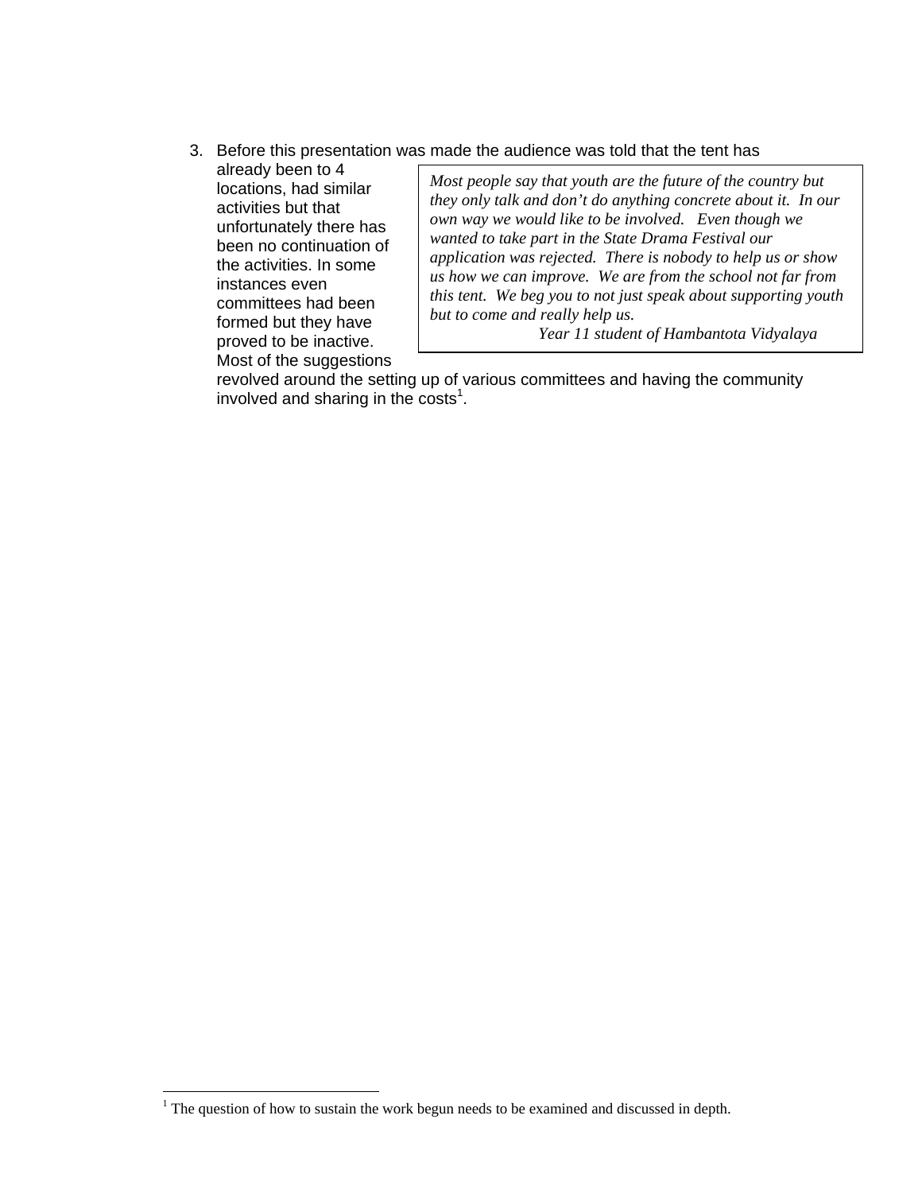3. Before this presentation was made the audience was told that the tent has already been to 4 locations, had similar activities but that unfortunately there has been no continuation of the activities. In some instances even committees had been formed but they have proved to be inactive. Most of the suggestions revolved around the setting up of various committees and having the community involved and sharing in the costs[1].

> *Most people say that youth are the future of the country but they only talk and don't do anything concrete about it. In our own way we would like to be involved. Even though we wanted to take part in the State Drama Festival our application was rejected. There is nobody to help us or show us how we can improve. We are from the school not far from this tent. We beg you to not just speak about supporting youth but to come and really help us.*
>
> *Year 11 student of Hambantota Vidyalaya*

[1] The question of how to sustain the work begun needs to be examined and discussed in depth.